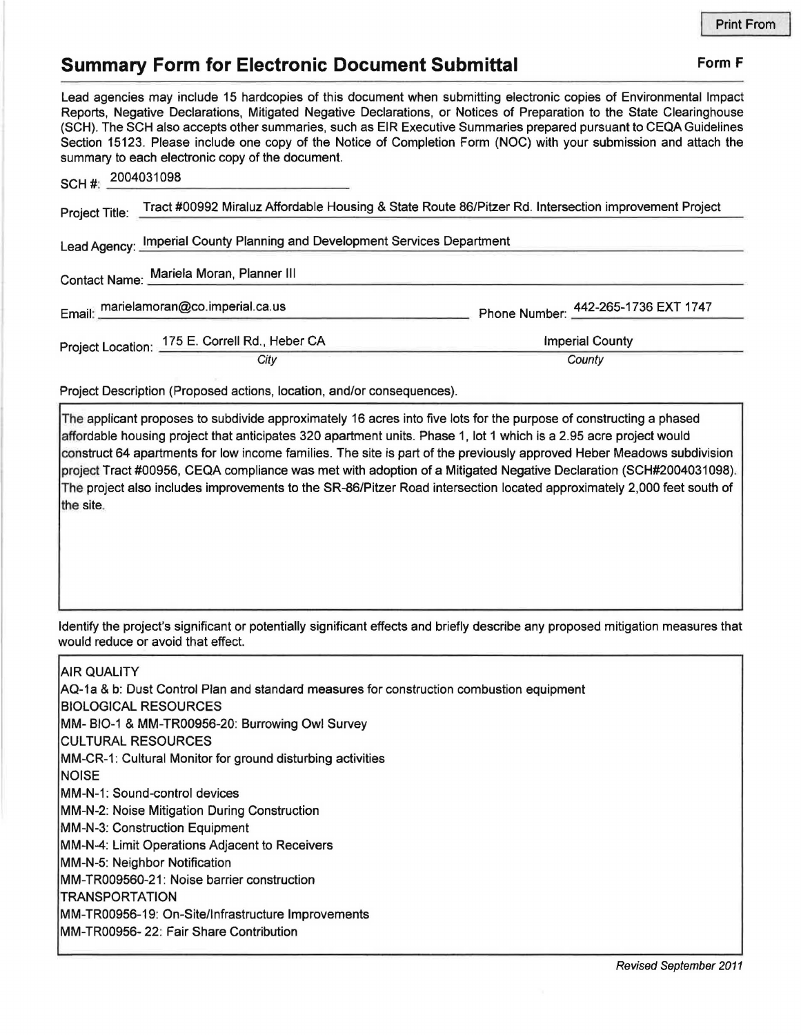Print From

# Summary Form for Electronic Document Submittal

**Form F**

Lead agencies may include 15 hardcopies of this document when submitting electronic copies of Environmental Impact Reports, Negative Declarations, Mitigated Negative Declarations, or Notices of Preparation to the State Clearinghouse (SCH). The SCH also accepts other summaries, such as EIR Executive Summaries prepared pursuant to CEQA Guidelines Section 15123. Please include one copy of the Notice of Completion Form (NOC) with your submission and attach the summary to each electronic copy of the document.

SCH #: 2004031098

Project Title: Tract #00992 Miraluz Affordable Housing & State Route 86/Pitzer Rd. Intersection improvement Project

Lead Agency: Imperial County Planning and Development Services Department

Contact Name: Mariela Moran, Planner III

Email: marielamoran@co.imperial.ca.us

Phone Number: 442-265-1736 EXT 1747

Project Location: 175 E. Correll Rd., Heber CA (*City*) — Imperial County (*County*)

Project Description (Proposed actions, location, and/or consequences).

The applicant proposes to subdivide approximately 16 acres into five lots for the purpose of constructing a phased affordable housing project that anticipates 320 apartment units. Phase 1, lot 1 which is a 2.95 acre project would construct 64 apartments for low income families. The site is part of the previously approved Heber Meadows subdivision project Tract #00956, CEQA compliance was met with adoption of a Mitigated Negative Declaration (SCH#2004031098). The project also includes improvements to the SR-86/Pitzer Road intersection located approximately 2,000 feet south of the site.

Identify the project's significant or potentially significant effects and briefly describe any proposed mitigation measures that would reduce or avoid that effect.

AIR QUALITY
AQ-1a & b: Dust Control Plan and standard measures for construction combustion equipment
BIOLOGICAL RESOURCES
MM- BIO-1 & MM-TR00956-20: Burrowing Owl Survey
CULTURAL RESOURCES
MM-CR-1: Cultural Monitor for ground disturbing activities
NOISE
MM-N-1: Sound-control devices
MM-N-2: Noise Mitigation During Construction
MM-N-3: Construction Equipment
MM-N-4: Limit Operations Adjacent to Receivers
MM-N-5: Neighbor Notification
MM-TR009560-21: Noise barrier construction
TRANSPORTATION
MM-TR00956-19: On-Site/Infrastructure Improvements
MM-TR00956- 22: Fair Share Contribution

*Revised September 2011*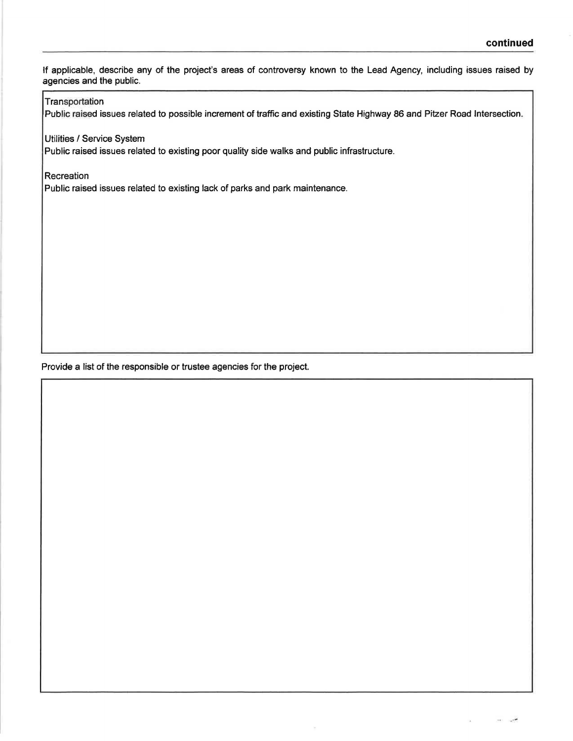**continued**

If applicable, describe any of the project's areas of controversy known to the Lead Agency, including issues raised by agencies and the public.

Transportation
Public raised issues related to possible increment of traffic and existing State Highway 86 and Pitzer Road Intersection.

Utilities / Service System
Public raised issues related to existing poor quality side walks and public infrastructure.

Recreation
Public raised issues related to existing lack of parks and park maintenance.

Provide a list of the responsible or trustee agencies for the project.